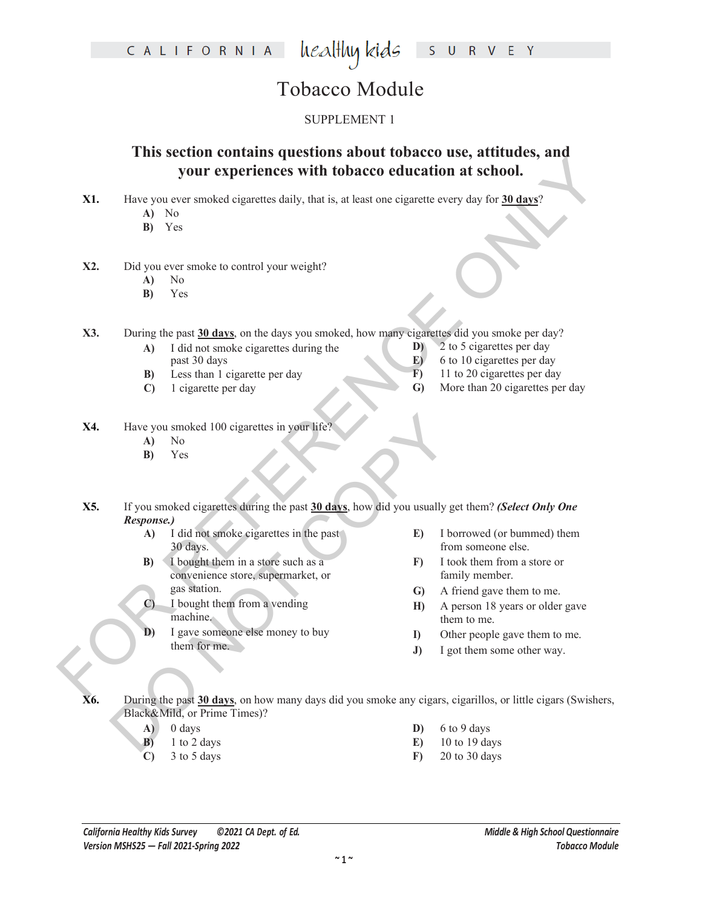# CALIFORNIA healthy kids SURVEY

# Tobacco Module

SUPPLEMENT 1

## This section contains questions about tobacco use, attitudes, and your experiences with tobacco education at school.

**X1.** Have you ever smoked cigarettes daily, that is, at least one cigarette every day for **30 days**?

- **A)** No
- **B)** Yes

**X2.** Did you ever smoke to control your weight?

- **A)** No
- **B)** Yes

**X3.** During the past **30 days**, on the days you smoked, how many cigarettes did you smoke per day?

- **A)** I did not smoke cigarettes during the past 30 days
- **B)** Less than 1 cigarette per day
- **C)** 1 cigarette per day
- **D)** 2 to 5 cigarettes per day
- **E)** 6 to 10 cigarettes per day
- **F)** 11 to 20 cigarettes per day
- **G)** More than 20 cigarettes per day

**X4.** Have you smoked 100 cigarettes in your life?

- **A)** No
- **B)** Yes

**X5.** If you smoked cigarettes during the past **30 days**, how did you usually get them? ***(Select Only One Response.)***

- **A)** I did not smoke cigarettes in the past 30 days.
- **B)** I bought them in a store such as a convenience store, supermarket, or gas station.
- **C)** I bought them from a vending machine.
- **D)** I gave someone else money to buy them for me.
- **E)** I borrowed (or bummed) them from someone else.
- **F)** I took them from a store or family member.
- **G)** A friend gave them to me.
- **H)** A person 18 years or older gave them to me.
- **I)** Other people gave them to me.
- **J)** I got them some other way.

**X6.** During the past **30 days**, on how many days did you smoke any cigars, cigarillos, or little cigars (Swishers, Black&Mild, or Prime Times)?

- **A)** 0 days
- **B)** 1 to 2 days
- **C)** 3 to 5 days
- **D)** 6 to 9 days
- **E)** 10 to 19 days
- **F)** 20 to 30 days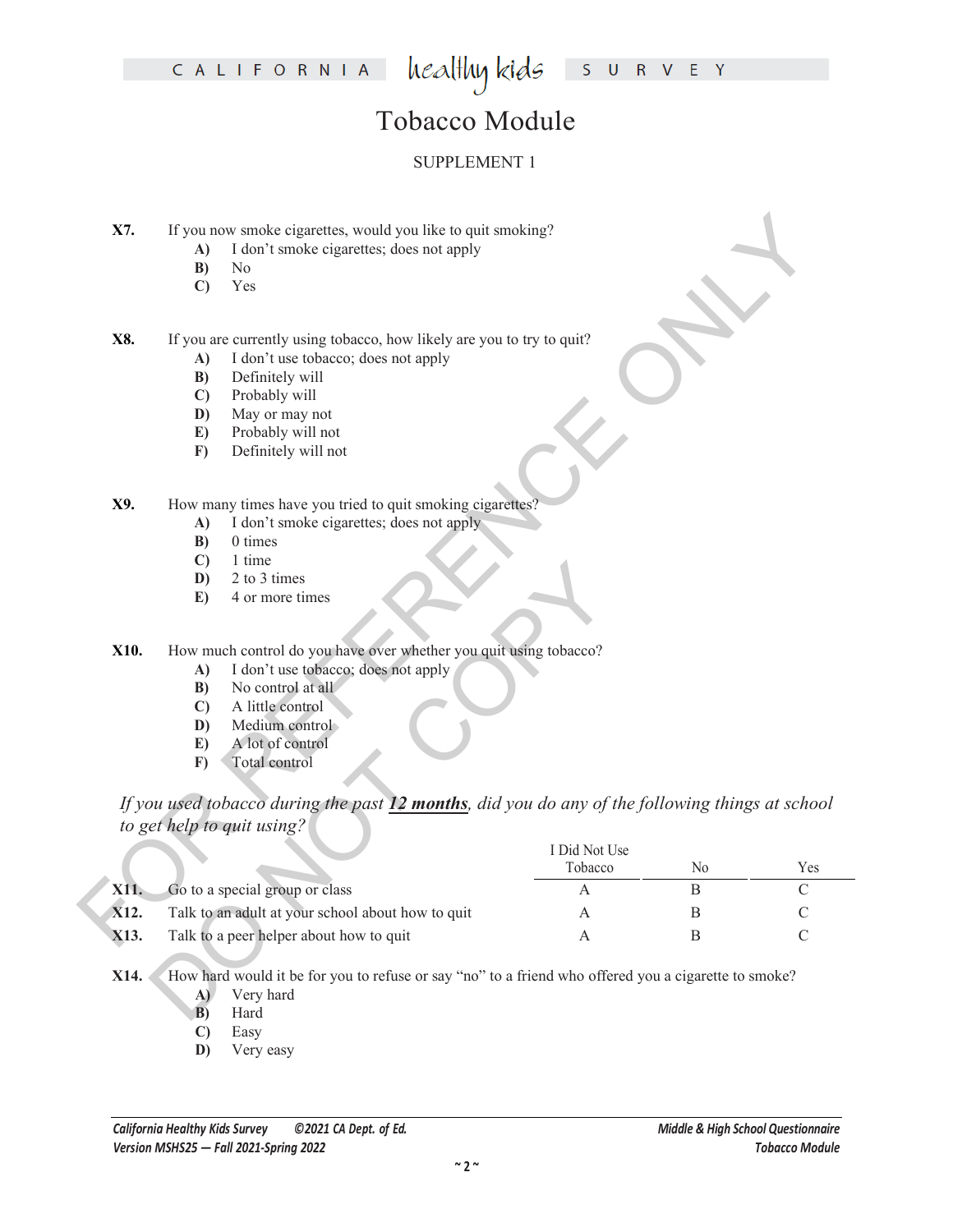# Tobacco Module

SUPPLEMENT 1

**X7.** If you now smoke cigarettes, would you like to quit smoking?

- **A)** I don't smoke cigarettes; does not apply
- **B)** No
- **C)** Yes

**X8.** If you are currently using tobacco, how likely are you to try to quit?

- **A)** I don't use tobacco; does not apply
- **B)** Definitely will
- **C)** Probably will
- **D)** May or may not
- **E)** Probably will not
- **F)** Definitely will not

**X9.** How many times have you tried to quit smoking cigarettes?

- **A)** I don't smoke cigarettes; does not apply
- **B)** 0 times
- **C)** 1 time
- **D)** 2 to 3 times
- **E)** 4 or more times

**X10.** How much control do you have over whether you quit using tobacco?

- **A)** I don't use tobacco; does not apply
- **B)** No control at all
- **C)** A little control
- **D)** Medium control
- **E)** A lot of control
- **F)** Total control

*If you used tobacco during the past __12 months__, did you do any of the following things at school to get help to quit using?*

| | | I Did Not Use Tobacco | No | Yes |
|---|---|---|---|---|
| **X11.** | Go to a special group or class | A | B | C |
| **X12.** | Talk to an adult at your school about how to quit | A | B | C |
| **X13.** | Talk to a peer helper about how to quit | A | B | C |

**X14.** How hard would it be for you to refuse or say "no" to a friend who offered you a cigarette to smoke?

- **A)** Very hard
- **B)** Hard
- **C)** Easy
- **D)** Very easy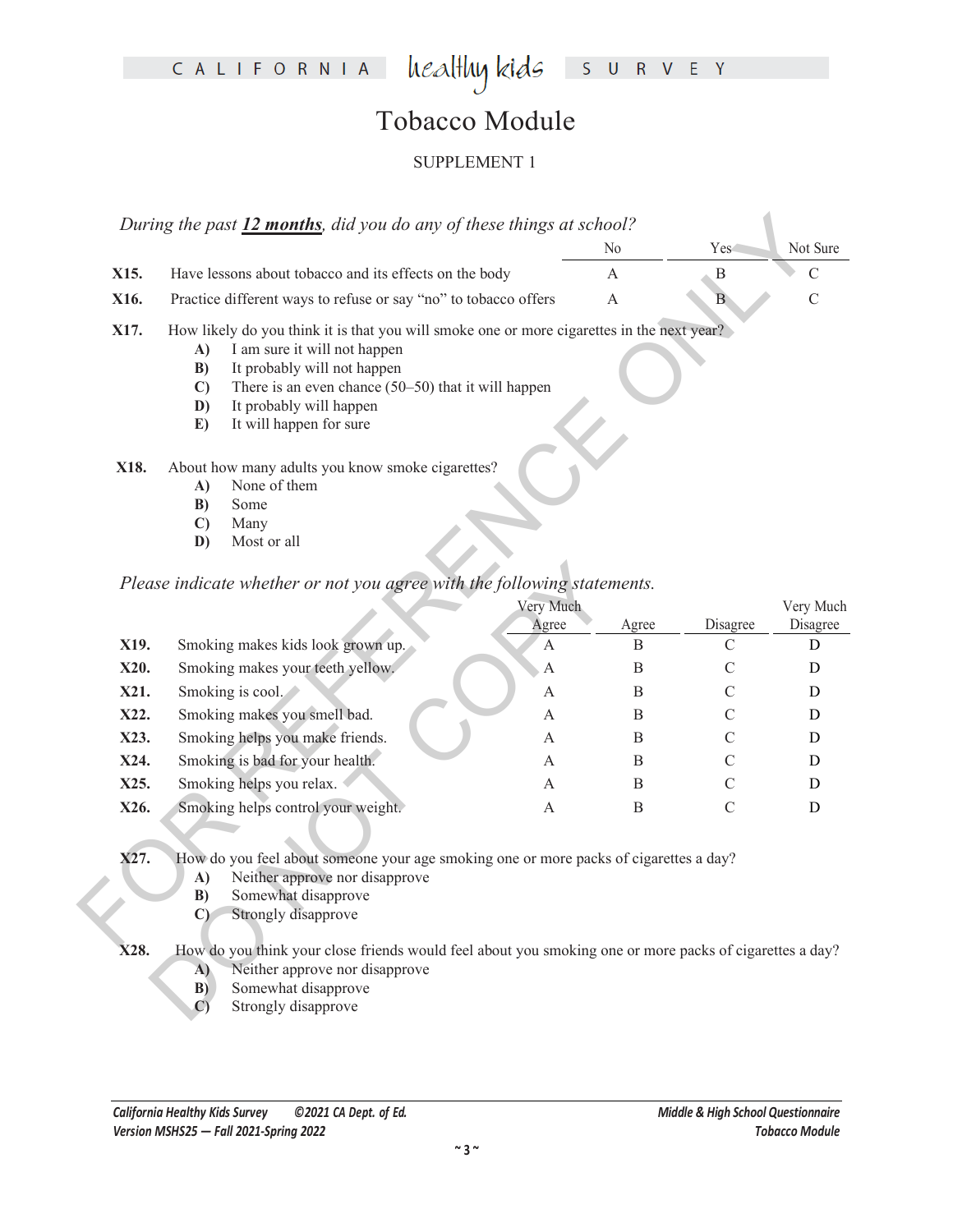# Tobacco Module

SUPPLEMENT 1

*During the past **12 months**, did you do any of these things at school?*

| | | No | Yes | Not Sure |
|---|---|---|---|---|
| **X15.** | Have lessons about tobacco and its effects on the body | A | B | C |
| **X16.** | Practice different ways to refuse or say "no" to tobacco offers | A | B | C |

**X17.** How likely do you think it is that you will smoke one or more cigarettes in the next year?

- **A)** I am sure it will not happen
- **B)** It probably will not happen
- **C)** There is an even chance (50–50) that it will happen
- **D)** It probably will happen
- **E)** It will happen for sure

**X18.** About how many adults you know smoke cigarettes?

- **A)** None of them
- **B)** Some
- **C)** Many
- **D)** Most or all

*Please indicate whether or not you agree with the following statements.*

| | | Very Much Agree | Agree | Disagree | Very Much Disagree |
|---|---|---|---|---|---|
| **X19.** | Smoking makes kids look grown up. | A | B | C | D |
| **X20.** | Smoking makes your teeth yellow. | A | B | C | D |
| **X21.** | Smoking is cool. | A | B | C | D |
| **X22.** | Smoking makes you smell bad. | A | B | C | D |
| **X23.** | Smoking helps you make friends. | A | B | C | D |
| **X24.** | Smoking is bad for your health. | A | B | C | D |
| **X25.** | Smoking helps you relax. | A | B | C | D |
| **X26.** | Smoking helps control your weight. | A | B | C | D |

**X27.** How do you feel about someone your age smoking one or more packs of cigarettes a day?

- **A)** Neither approve nor disapprove
- **B)** Somewhat disapprove
- **C)** Strongly disapprove

**X28.** How do you think your close friends would feel about you smoking one or more packs of cigarettes a day?

- **A)** Neither approve nor disapprove
- **B)** Somewhat disapprove
- **C)** Strongly disapprove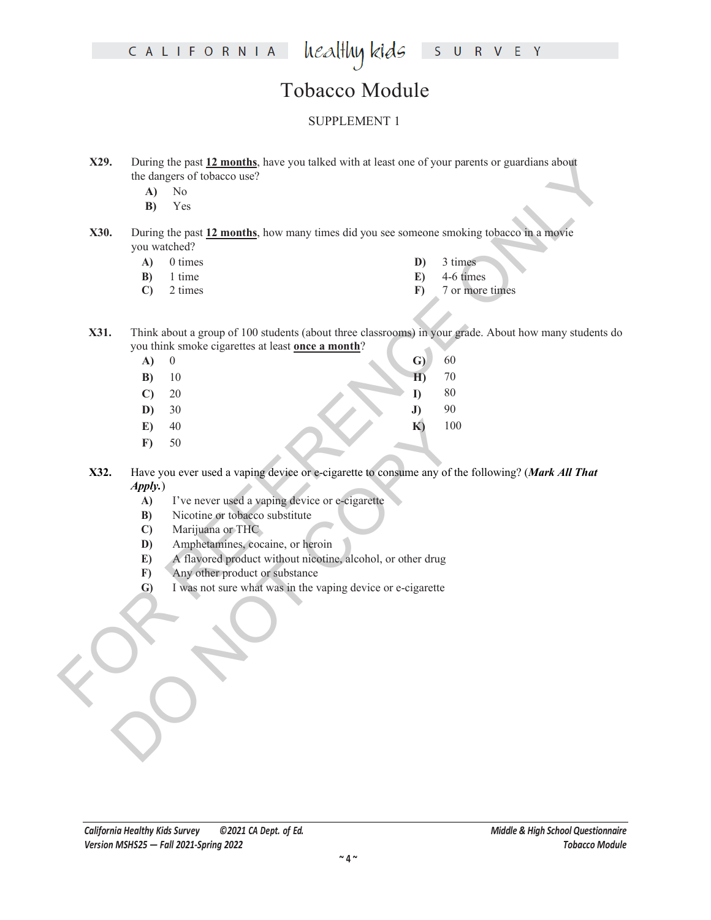# Tobacco Module

SUPPLEMENT 1

**X29.** During the past **12 months**, have you talked with at least one of your parents or guardians about the dangers of tobacco use?

- **A)** No
- **B)** Yes

**X30.** During the past **12 months**, how many times did you see someone smoking tobacco in a movie you watched?

- **A)** 0 times
- **B)** 1 time
- **C)** 2 times
- **D)** 3 times
- **E)** 4-6 times
- **F)** 7 or more times

**X31.** Think about a group of 100 students (about three classrooms) in your grade. About how many students do you think smoke cigarettes at least **once a month**?

- **A)** 0
- **B)** 10
- **C)** 20
- **D)** 30
- **E)** 40
- **F)** 50
- **G)** 60
- **H)** 70
- **I)** 80
- **J)** 90
- **K)** 100

**X32.** Have you ever used a vaping device or e-cigarette to consume any of the following? (***Mark All That Apply.***)

- **A)** I've never used a vaping device or e-cigarette
- **B)** Nicotine or tobacco substitute
- **C)** Marijuana or THC
- **D)** Amphetamines, cocaine, or heroin
- **E)** A flavored product without nicotine, alcohol, or other drug
- **F)** Any other product or substance
- **G)** I was not sure what was in the vaping device or e-cigarette